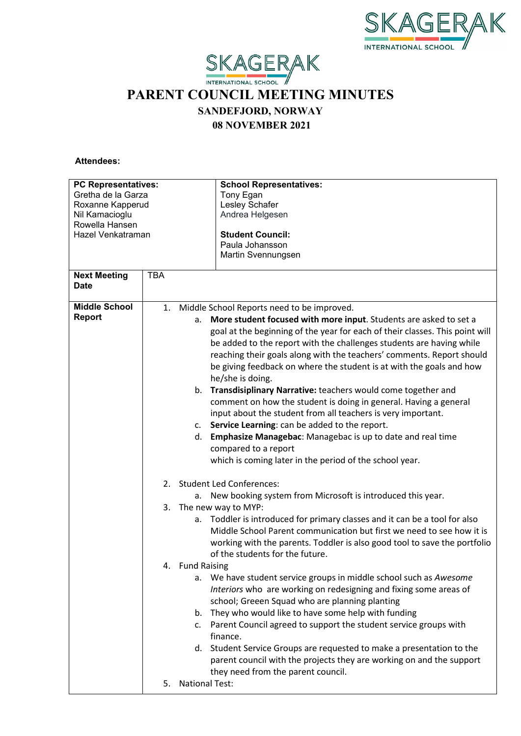# PARENT COUNCIL MEETING MINUTES

## SANDEFJORD, NORWAY

## 08 NOVEMBER 2021

**Attendees:**

| **PC Representatives:** | **School Representatives:** |
|---|---|
| Gretha de la Garza<br>Roxanne Kapperud<br>Nil Kamacioglu<br>Rowella Hansen<br>Hazel Venkatraman | Tony Egan<br>Lesley Schafer<br>Andrea Helgesen<br><br>**Student Council:**<br>Paula Johansson<br>Martin Svennungsen |

| | |
|---|---|
| **Next Meeting Date** | TBA |
| **Middle School Report** | 1. Middle School Reports need to be improved.<br>a. **More student focused with more input**. Students are asked to set a goal at the beginning of the year for each of their classes. This point will be added to the report with the challenges students are having while reaching their goals along with the teachers' comments. Report should be giving feedback on where the student is at with the goals and how he/she is doing.<br>b. **Transdisiplinary Narrative:** teachers would come together and comment on how the student is doing in general. Having a general input about the student from all teachers is very important.<br>c. **Service Learning**: can be added to the report.<br>d. **Emphasize Managebac**: Managebac is up to date and real time compared to a report which is coming later in the period of the school year.<br><br>2. Student Led Conferences:<br>a. New booking system from Microsoft is introduced this year.<br>3. The new way to MYP:<br>a. Toddler is introduced for primary classes and it can be a tool for also Middle School Parent communication but first we need to see how it is working with the parents. Toddler is also good tool to save the portfolio of the students for the future.<br>4. Fund Raising<br>a. We have student service groups in middle school such as *Awesome Interiors* who are working on redesigning and fixing some areas of school; Greeen Squad who are planning planting<br>b. They who would like to have some help with funding<br>c. Parent Council agreed to support the student service groups with finance.<br>d. Student Service Groups are requested to make a presentation to the parent council with the projects they are working on and the support they need from the parent council.<br>5. National Test: |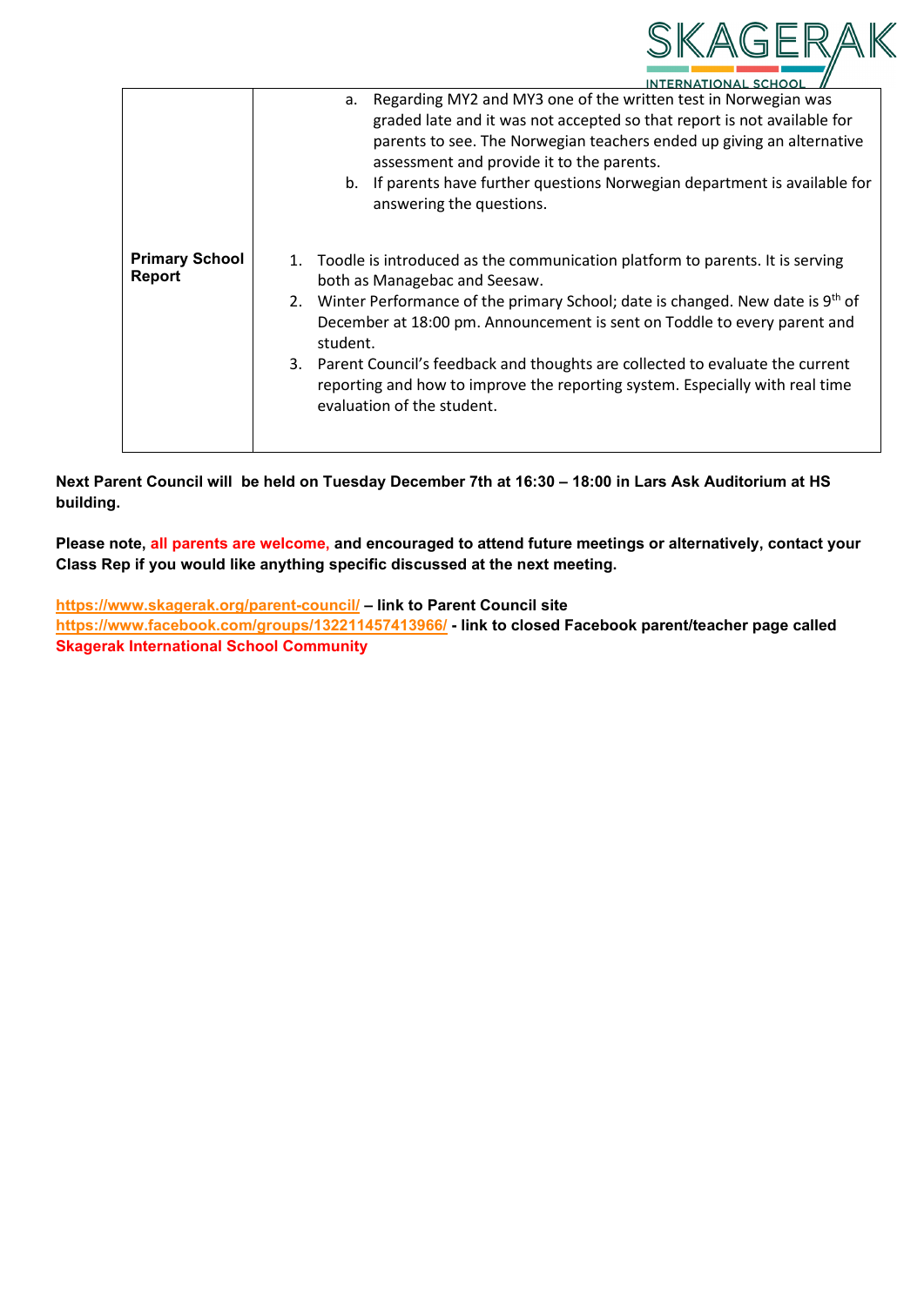| | |
|---|---|
| | a. Regarding MY2 and MY3 one of the written test in Norwegian was graded late and it was not accepted so that report is not available for parents to see. The Norwegian teachers ended up giving an alternative assessment and provide it to the parents.<br>b. If parents have further questions Norwegian department is available for answering the questions. |
| **Primary School Report** | 1. Toodle is introduced as the communication platform to parents. It is serving both as Managebac and Seesaw.<br>2. Winter Performance of the primary School; date is changed. New date is 9th of December at 18:00 pm. Announcement is sent on Toddle to every parent and student.<br>3. Parent Council's feedback and thoughts are collected to evaluate the current reporting and how to improve the reporting system. Especially with real time evaluation of the student. |

**Next Parent Council will be held on Tuesday December 7th at 16:30 – 18:00 in Lars Ask Auditorium at HS building.**

**Please note, all parents are welcome, and encouraged to attend future meetings or alternatively, contact your Class Rep if you would like anything specific discussed at the next meeting.**

**https://www.skagerak.org/parent-council/ – link to Parent Council site**
**https://www.facebook.com/groups/132211457413966/ - link to closed Facebook parent/teacher page called Skagerak International School Community**